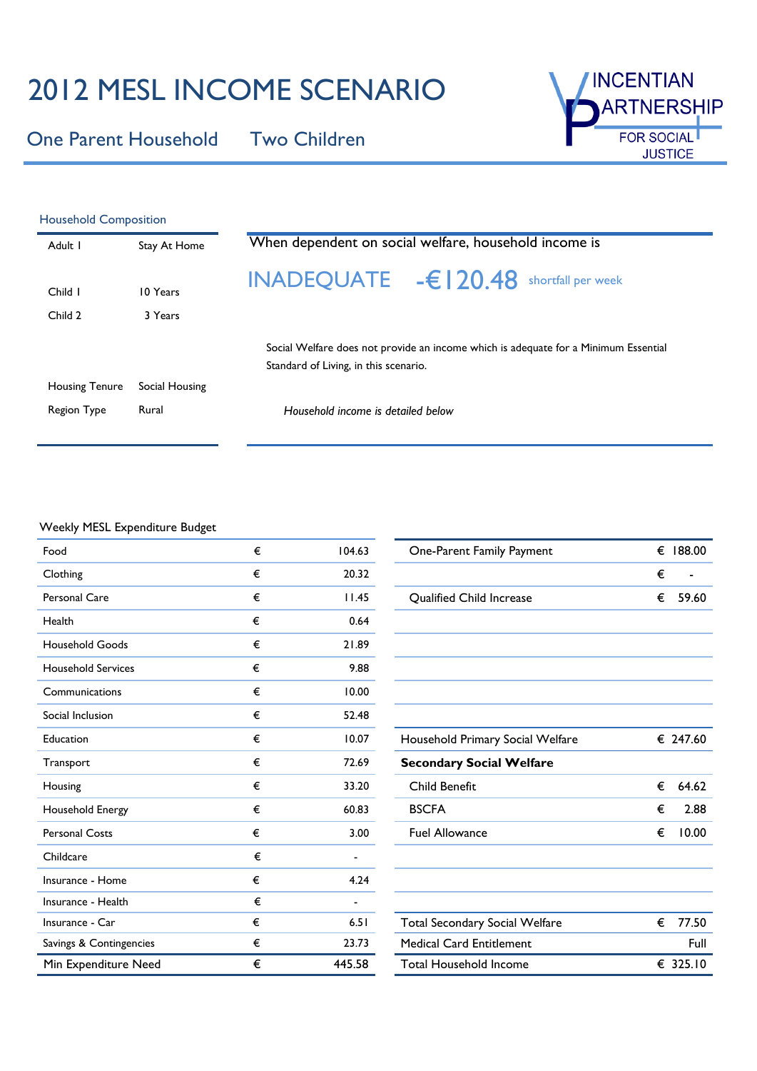# 2012 MESL INCOME SCENARIO

## One Parent Household Two Children

VINCENTIAN PARTNERSHIP FOR SOCIAL JUSTICE

### Household Composition

| | |
|---|---|
| Adult 1 | Stay At Home |
| Child 1 | 10 Years |
| Child 2 | 3 Years |
| Housing Tenure | Social Housing |
| Region Type | Rural |

When dependent on social welfare, household income is

**INADEQUATE -€120.48** shortfall per week

Social Welfare does not provide an income which is adequate for a Minimum Essential Standard of Living, in this scenario.

*Household income is detailed below*

### Weekly MESL Expenditure Budget

| | | |
|---|---|---|
| Food | € | 104.63 |
| Clothing | € | 20.32 |
| Personal Care | € | 11.45 |
| Health | € | 0.64 |
| Household Goods | € | 21.89 |
| Household Services | € | 9.88 |
| Communications | € | 10.00 |
| Social Inclusion | € | 52.48 |
| Education | € | 10.07 |
| Transport | € | 72.69 |
| Housing | € | 33.20 |
| Household Energy | € | 60.83 |
| Personal Costs | € | 3.00 |
| Childcare | € | - |
| Insurance - Home | € | 4.24 |
| Insurance - Health | € | - |
| Insurance - Car | € | 6.51 |
| Savings & Contingencies | € | 23.73 |
| Min Expenditure Need | € | 445.58 |

| | |
|---|---|
| One-Parent Family Payment | € 188.00 |
| | € - |
| Qualified Child Increase | € 59.60 |
| Household Primary Social Welfare | € 247.60 |
| **Secondary Social Welfare** | |
| Child Benefit | € 64.62 |
| BSCFA | € 2.88 |
| Fuel Allowance | € 10.00 |
| Total Secondary Social Welfare | € 77.50 |
| Medical Card Entitlement | Full |
| Total Household Income | € 325.10 |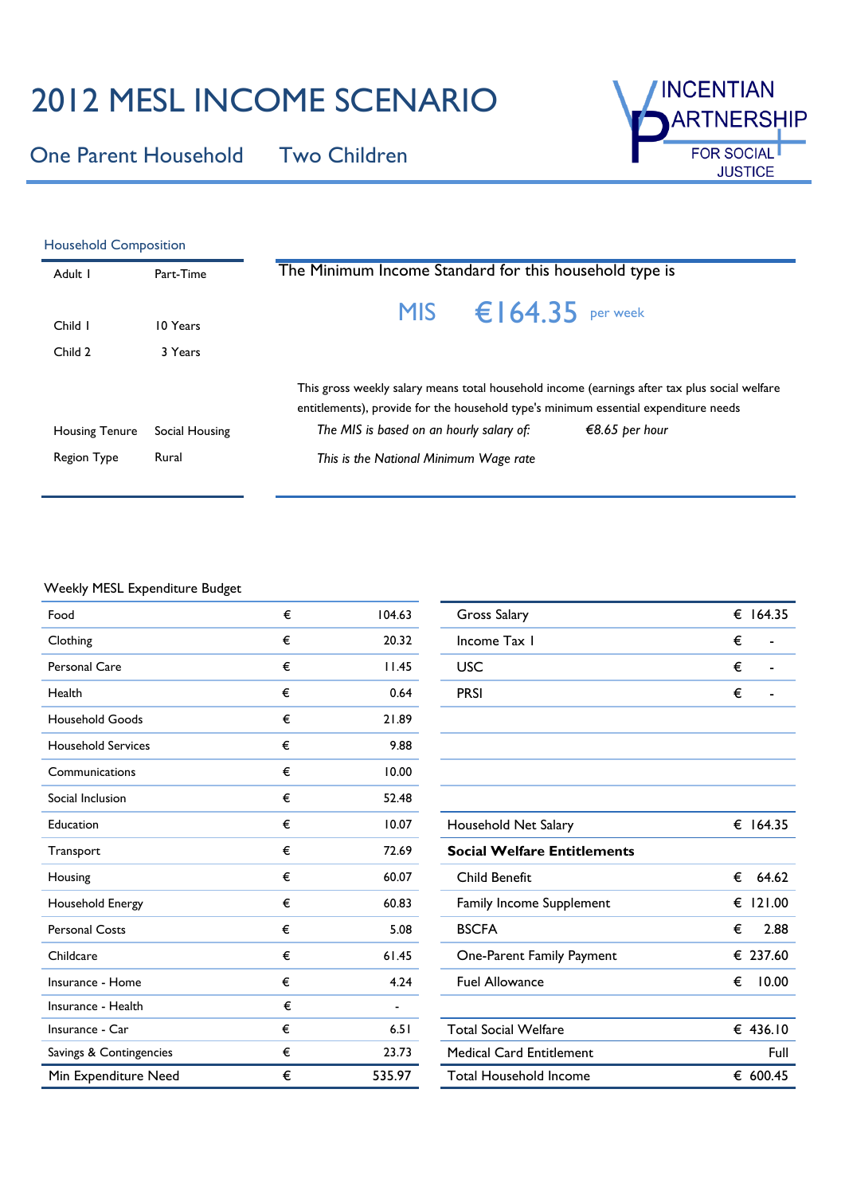# 2012 MESL INCOME SCENARIO

## One Parent Household Two Children

INCENTIAN PARTNERSHIP FOR SOCIAL JUSTICE

### Household Composition

| | |
|---|---|
| Adult 1 | Part-Time |
| Child 1 | 10 Years |
| Child 2 | 3 Years |
| Housing Tenure | Social Housing |
| Region Type | Rural |

The Minimum Income Standard for this household type is

**MIS €164.35 per week**

This gross weekly salary means total household income (earnings after tax plus social welfare entitlements), provide for the household type's minimum essential expenditure needs

*The MIS is based on an hourly salary of: €8.65 per hour*

*This is the National Minimum Wage rate*

### Weekly MESL Expenditure Budget

| | | |
|---|---|---|
| Food | € | 104.63 |
| Clothing | € | 20.32 |
| Personal Care | € | 11.45 |
| Health | € | 0.64 |
| Household Goods | € | 21.89 |
| Household Services | € | 9.88 |
| Communications | € | 10.00 |
| Social Inclusion | € | 52.48 |
| Education | € | 10.07 |
| Transport | € | 72.69 |
| Housing | € | 60.07 |
| Household Energy | € | 60.83 |
| Personal Costs | € | 5.08 |
| Childcare | € | 61.45 |
| Insurance - Home | € | 4.24 |
| Insurance - Health | € | - |
| Insurance - Car | € | 6.51 |
| Savings & Contingencies | € | 23.73 |
| Min Expenditure Need | € | 535.97 |

| | |
|---|---|
| Gross Salary | € 164.35 |
| Income Tax 1 | € - |
| USC | € - |
| PRSI | € - |
| Household Net Salary | € 164.35 |
| **Social Welfare Entitlements** | |
| Child Benefit | € 64.62 |
| Family Income Supplement | € 121.00 |
| BSCFA | € 2.88 |
| One-Parent Family Payment | € 237.60 |
| Fuel Allowance | € 10.00 |
| Total Social Welfare | € 436.10 |
| Medical Card Entitlement | Full |
| Total Household Income | € 600.45 |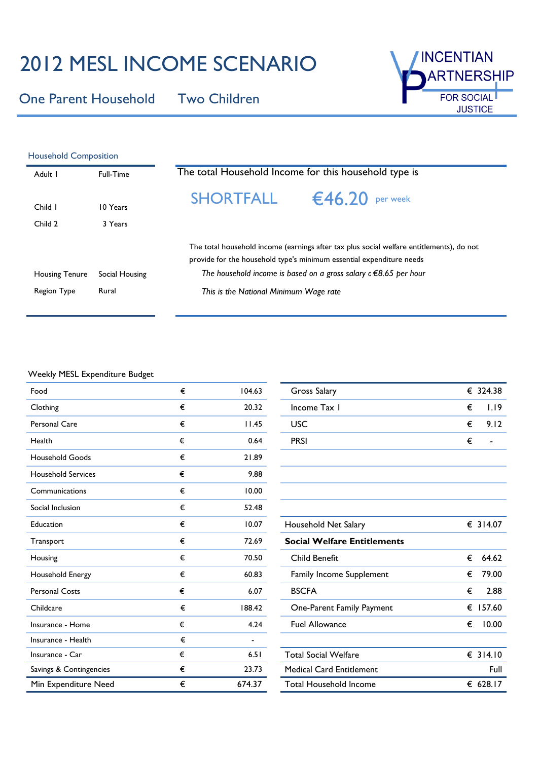# 2012 MESL INCOME SCENARIO

## One Parent Household Two Children

VINCENTIAN PARTNERSHIP FOR SOCIAL JUSTICE

### Household Composition

| | |
|---|---|
| Adult 1 | Full-Time |
| Child 1 | 10 Years |
| Child 2 | 3 Years |
| Housing Tenure | Social Housing |
| Region Type | Rural |

The total Household Income for this household type is

**SHORTFALL €46.20 per week**

The total household income (earnings after tax plus social welfare entitlements), do not provide for the household type's minimum essential expenditure needs

*The household income is based on a gross salary o €8.65 per hour*

*This is the National Minimum Wage rate*

### Weekly MESL Expenditure Budget

| | | |
|---|---|---|
| Food | € | 104.63 |
| Clothing | € | 20.32 |
| Personal Care | € | 11.45 |
| Health | € | 0.64 |
| Household Goods | € | 21.89 |
| Household Services | € | 9.88 |
| Communications | € | 10.00 |
| Social Inclusion | € | 52.48 |
| Education | € | 10.07 |
| Transport | € | 72.69 |
| Housing | € | 70.50 |
| Household Energy | € | 60.83 |
| Personal Costs | € | 6.07 |
| Childcare | € | 188.42 |
| Insurance - Home | € | 4.24 |
| Insurance - Health | € | - |
| Insurance - Car | € | 6.51 |
| Savings & Contingencies | € | 23.73 |
| Min Expenditure Need | € | 674.37 |

| | | |
|---|---|---|
| Gross Salary | € | 324.38 |
| Income Tax 1 | € | 1.19 |
| USC | € | 9.12 |
| PRSI | € | - |
| Household Net Salary | € | 314.07 |
| **Social Welfare Entitlements** | | |
| Child Benefit | € | 64.62 |
| Family Income Supplement | € | 79.00 |
| BSCFA | € | 2.88 |
| One-Parent Family Payment | € | 157.60 |
| Fuel Allowance | € | 10.00 |
| Total Social Welfare | € | 314.10 |
| Medical Card Entitlement | | Full |
| Total Household Income | € | 628.17 |